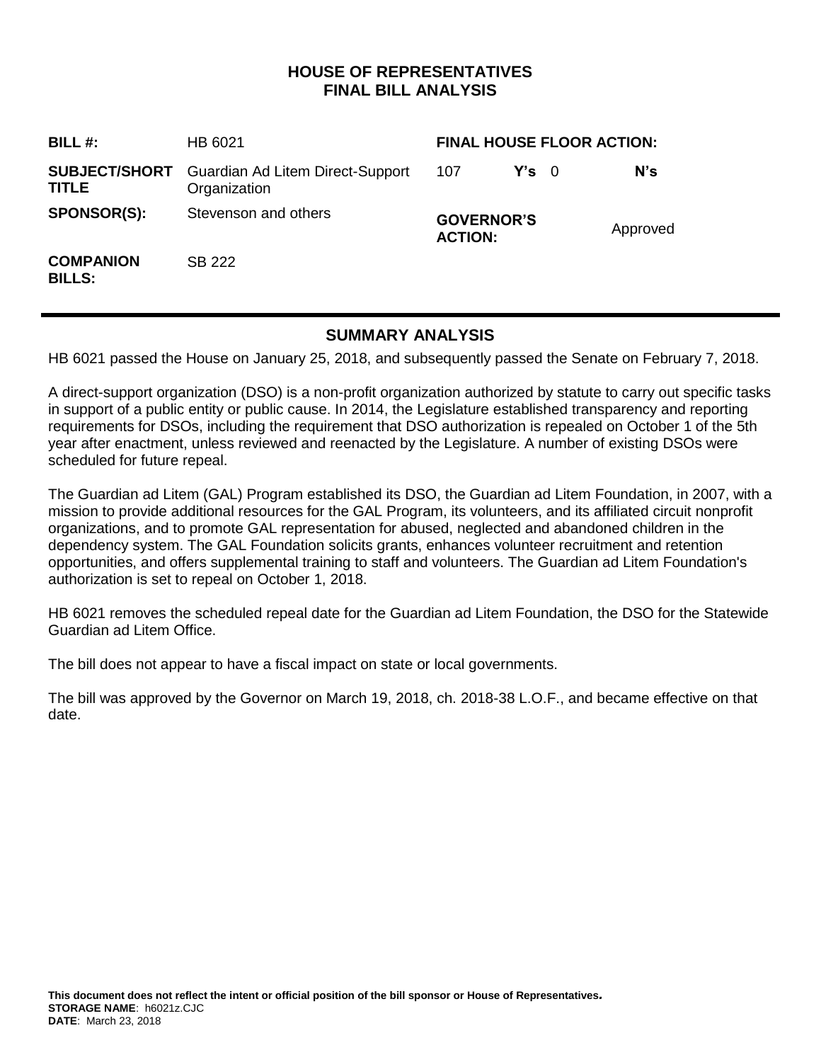# HOUSE OF REPRESENTATIVES
# FINAL BILL ANALYSIS

| | | | | | |
|---|---|---|---|---|---|
| **BILL #:** | HB 6021 | **FINAL HOUSE FLOOR ACTION:** | | | |
| **SUBJECT/SHORT TITLE** | Guardian Ad Litem Direct-Support Organization | 107 | **Y's** | 0 | **N's** |
| **SPONSOR(S):** | Stevenson and others | **GOVERNOR'S ACTION:** | | Approved | |
| **COMPANION BILLS:** | SB 222 | | | | |

## SUMMARY ANALYSIS

HB 6021 passed the House on January 25, 2018, and subsequently passed the Senate on February 7, 2018.

A direct-support organization (DSO) is a non-profit organization authorized by statute to carry out specific tasks in support of a public entity or public cause. In 2014, the Legislature established transparency and reporting requirements for DSOs, including the requirement that DSO authorization is repealed on October 1 of the 5th year after enactment, unless reviewed and reenacted by the Legislature. A number of existing DSOs were scheduled for future repeal.

The Guardian ad Litem (GAL) Program established its DSO, the Guardian ad Litem Foundation, in 2007, with a mission to provide additional resources for the GAL Program, its volunteers, and its affiliated circuit nonprofit organizations, and to promote GAL representation for abused, neglected and abandoned children in the dependency system. The GAL Foundation solicits grants, enhances volunteer recruitment and retention opportunities, and offers supplemental training to staff and volunteers. The Guardian ad Litem Foundation's authorization is set to repeal on October 1, 2018.

HB 6021 removes the scheduled repeal date for the Guardian ad Litem Foundation, the DSO for the Statewide Guardian ad Litem Office.

The bill does not appear to have a fiscal impact on state or local governments.

The bill was approved by the Governor on March 19, 2018, ch. 2018-38 L.O.F., and became effective on that date.

**This document does not reflect the intent or official position of the bill sponsor or House of Representatives.**
**STORAGE NAME**: h6021z.CJC
**DATE**: March 23, 2018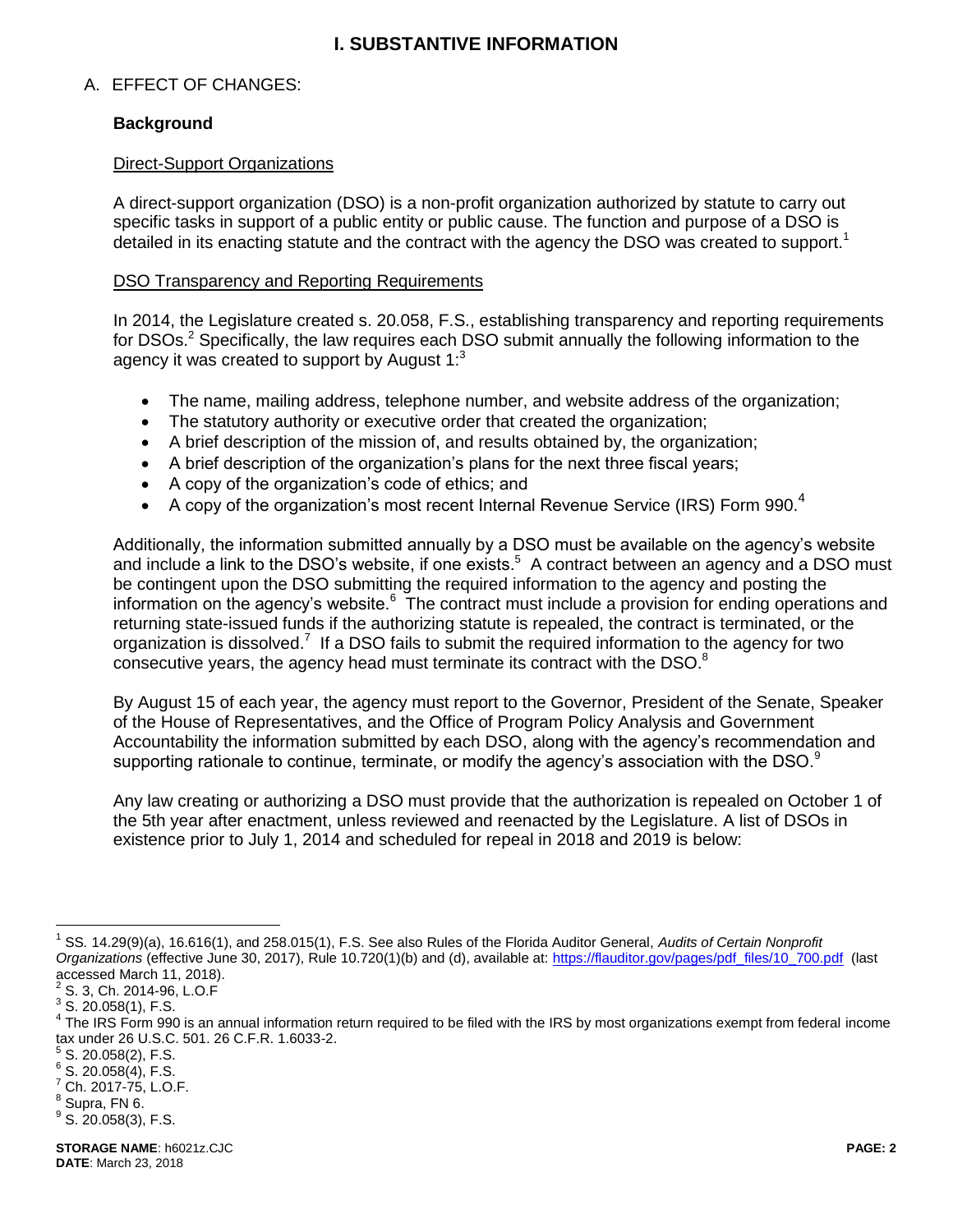# I. SUBSTANTIVE INFORMATION

## A. EFFECT OF CHANGES:

### Background

Direct-Support Organizations

A direct-support organization (DSO) is a non-profit organization authorized by statute to carry out specific tasks in support of a public entity or public cause. The function and purpose of a DSO is detailed in its enacting statute and the contract with the agency the DSO was created to support.[1]

DSO Transparency and Reporting Requirements

In 2014, the Legislature created s. 20.058, F.S., establishing transparency and reporting requirements for DSOs.[2] Specifically, the law requires each DSO submit annually the following information to the agency it was created to support by August 1:[3]

- The name, mailing address, telephone number, and website address of the organization;
- The statutory authority or executive order that created the organization;
- A brief description of the mission of, and results obtained by, the organization;
- A brief description of the organization's plans for the next three fiscal years;
- A copy of the organization's code of ethics; and
- A copy of the organization's most recent Internal Revenue Service (IRS) Form 990.[4]

Additionally, the information submitted annually by a DSO must be available on the agency's website and include a link to the DSO's website, if one exists.[5] A contract between an agency and a DSO must be contingent upon the DSO submitting the required information to the agency and posting the information on the agency's website.[6] The contract must include a provision for ending operations and returning state-issued funds if the authorizing statute is repealed, the contract is terminated, or the organization is dissolved.[7] If a DSO fails to submit the required information to the agency for two consecutive years, the agency head must terminate its contract with the DSO.[8]

By August 15 of each year, the agency must report to the Governor, President of the Senate, Speaker of the House of Representatives, and the Office of Program Policy Analysis and Government Accountability the information submitted by each DSO, along with the agency's recommendation and supporting rationale to continue, terminate, or modify the agency's association with the DSO.[9]

Any law creating or authorizing a DSO must provide that the authorization is repealed on October 1 of the 5th year after enactment, unless reviewed and reenacted by the Legislature. A list of DSOs in existence prior to July 1, 2014 and scheduled for repeal in 2018 and 2019 is below:

---

[1] SS. 14.29(9)(a), 16.616(1), and 258.015(1), F.S. See also Rules of the Florida Auditor General, *Audits of Certain Nonprofit Organizations* (effective June 30, 2017), Rule 10.720(1)(b) and (d), available at: https://flauditor.gov/pages/pdf_files/10_700.pdf (last accessed March 11, 2018).

[2] S. 3, Ch. 2014-96, L.O.F

[3] S. 20.058(1), F.S.

[4] The IRS Form 990 is an annual information return required to be filed with the IRS by most organizations exempt from federal income tax under 26 U.S.C. 501. 26 C.F.R. 1.6033-2.

[5] S. 20.058(2), F.S.

[6] S. 20.058(4), F.S.

[7] Ch. 2017-75, L.O.F.

[8] Supra, FN 6.

[9] S. 20.058(3), F.S.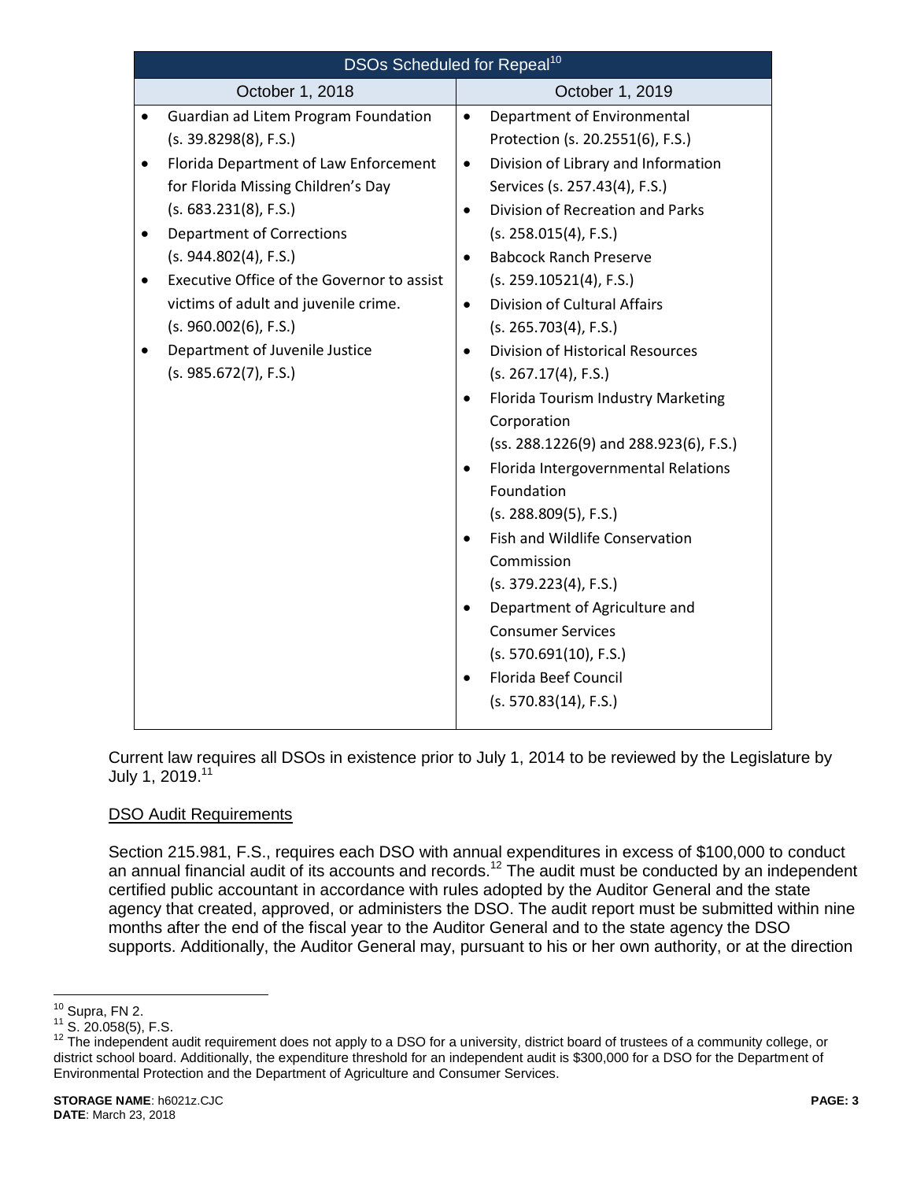| DSOs Scheduled for Repeal[10] | |
|---|---|
| October 1, 2018 | October 1, 2019 |
| • Guardian ad Litem Program Foundation (s. 39.8298(8), F.S.)<br>• Florida Department of Law Enforcement for Florida Missing Children's Day (s. 683.231(8), F.S.)<br>• Department of Corrections (s. 944.802(4), F.S.)<br>• Executive Office of the Governor to assist victims of adult and juvenile crime. (s. 960.002(6), F.S.)<br>• Department of Juvenile Justice (s. 985.672(7), F.S.) | • Department of Environmental Protection (s. 20.2551(6), F.S.)<br>• Division of Library and Information Services (s. 257.43(4), F.S.)<br>• Division of Recreation and Parks (s. 258.015(4), F.S.)<br>• Babcock Ranch Preserve (s. 259.10521(4), F.S.)<br>• Division of Cultural Affairs (s. 265.703(4), F.S.)<br>• Division of Historical Resources (s. 267.17(4), F.S.)<br>• Florida Tourism Industry Marketing Corporation (ss. 288.1226(9) and 288.923(6), F.S.)<br>• Florida Intergovernmental Relations Foundation (s. 288.809(5), F.S.)<br>• Fish and Wildlife Conservation Commission (s. 379.223(4), F.S.)<br>• Department of Agriculture and Consumer Services (s. 570.691(10), F.S.)<br>• Florida Beef Council (s. 570.83(14), F.S.) |

Current law requires all DSOs in existence prior to July 1, 2014 to be reviewed by the Legislature by July 1, 2019.[11]

DSO Audit Requirements

Section 215.981, F.S., requires each DSO with annual expenditures in excess of $100,000 to conduct an annual financial audit of its accounts and records.[12] The audit must be conducted by an independent certified public accountant in accordance with rules adopted by the Auditor General and the state agency that created, approved, or administers the DSO. The audit report must be submitted within nine months after the end of the fiscal year to the Auditor General and to the state agency the DSO supports. Additionally, the Auditor General may, pursuant to his or her own authority, or at the direction

[10] Supra, FN 2.

[11] S. 20.058(5), F.S.

[12] The independent audit requirement does not apply to a DSO for a university, district board of trustees of a community college, or district school board. Additionally, the expenditure threshold for an independent audit is $300,000 for a DSO for the Department of Environmental Protection and the Department of Agriculture and Consumer Services.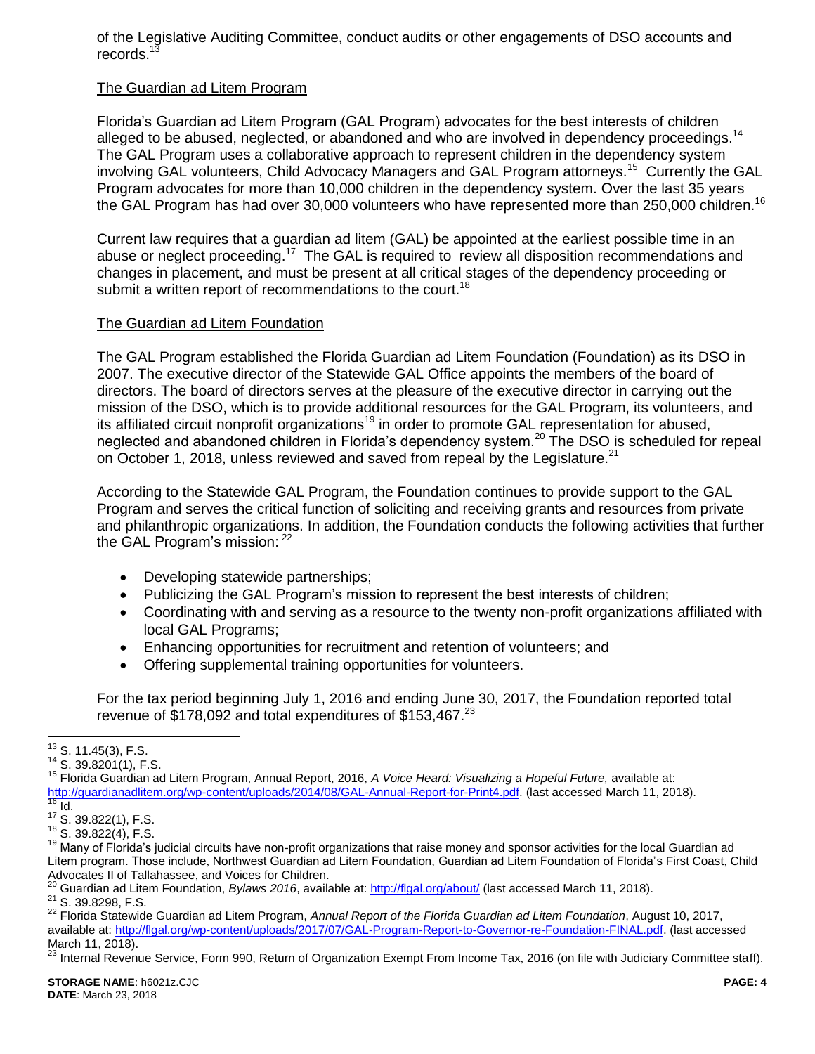of the Legislative Auditing Committee, conduct audits or other engagements of DSO accounts and records.[13]

## The Guardian ad Litem Program

Florida's Guardian ad Litem Program (GAL Program) advocates for the best interests of children alleged to be abused, neglected, or abandoned and who are involved in dependency proceedings.[14] The GAL Program uses a collaborative approach to represent children in the dependency system involving GAL volunteers, Child Advocacy Managers and GAL Program attorneys.[15] Currently the GAL Program advocates for more than 10,000 children in the dependency system. Over the last 35 years the GAL Program has had over 30,000 volunteers who have represented more than 250,000 children.[16]

Current law requires that a guardian ad litem (GAL) be appointed at the earliest possible time in an abuse or neglect proceeding.[17] The GAL is required to review all disposition recommendations and changes in placement, and must be present at all critical stages of the dependency proceeding or submit a written report of recommendations to the court.[18]

## The Guardian ad Litem Foundation

The GAL Program established the Florida Guardian ad Litem Foundation (Foundation) as its DSO in 2007. The executive director of the Statewide GAL Office appoints the members of the board of directors. The board of directors serves at the pleasure of the executive director in carrying out the mission of the DSO, which is to provide additional resources for the GAL Program, its volunteers, and its affiliated circuit nonprofit organizations[19] in order to promote GAL representation for abused, neglected and abandoned children in Florida's dependency system.[20] The DSO is scheduled for repeal on October 1, 2018, unless reviewed and saved from repeal by the Legislature.[21]

According to the Statewide GAL Program, the Foundation continues to provide support to the GAL Program and serves the critical function of soliciting and receiving grants and resources from private and philanthropic organizations. In addition, the Foundation conducts the following activities that further the GAL Program's mission: [22]

- Developing statewide partnerships;
- Publicizing the GAL Program's mission to represent the best interests of children;
- Coordinating with and serving as a resource to the twenty non-profit organizations affiliated with local GAL Programs;
- Enhancing opportunities for recruitment and retention of volunteers; and
- Offering supplemental training opportunities for volunteers.

For the tax period beginning July 1, 2016 and ending June 30, 2017, the Foundation reported total revenue of $178,092 and total expenditures of $153,467.[23]

---

[13] S. 11.45(3), F.S.

[14] S. 39.8201(1), F.S.

[15] Florida Guardian ad Litem Program, Annual Report, 2016, *A Voice Heard: Visualizing a Hopeful Future,* available at: http://guardianadlitem.org/wp-content/uploads/2014/08/GAL-Annual-Report-for-Print4.pdf. (last accessed March 11, 2018).

[16] Id.

[17] S. 39.822(1), F.S.

[18] S. 39.822(4), F.S.

[19] Many of Florida's judicial circuits have non-profit organizations that raise money and sponsor activities for the local Guardian ad Litem program. Those include, Northwest Guardian ad Litem Foundation, Guardian ad Litem Foundation of Florida's First Coast, Child Advocates II of Tallahassee, and Voices for Children.

[20] Guardian ad Litem Foundation, *Bylaws 2016*, available at: http://flgal.org/about/ (last accessed March 11, 2018).

[21] S. 39.8298, F.S.

[22] Florida Statewide Guardian ad Litem Program, *Annual Report of the Florida Guardian ad Litem Foundation*, August 10, 2017, available at: http://flgal.org/wp-content/uploads/2017/07/GAL-Program-Report-to-Governor-re-Foundation-FINAL.pdf. (last accessed March 11, 2018).

[23] Internal Revenue Service, Form 990, Return of Organization Exempt From Income Tax, 2016 (on file with Judiciary Committee staff).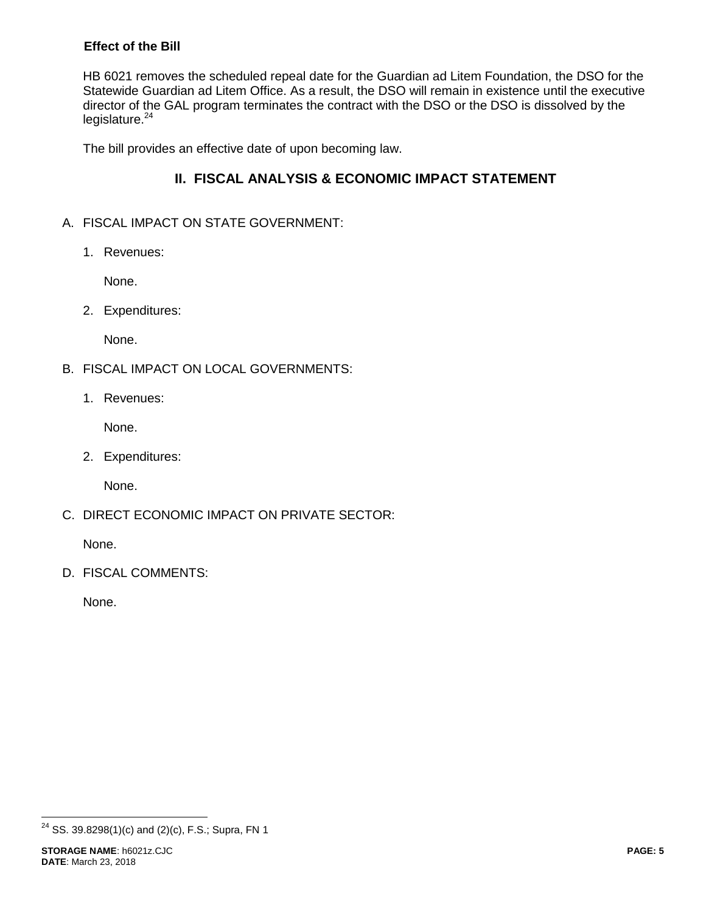### Effect of the Bill

HB 6021 removes the scheduled repeal date for the Guardian ad Litem Foundation, the DSO for the Statewide Guardian ad Litem Office. As a result, the DSO will remain in existence until the executive director of the GAL program terminates the contract with the DSO or the DSO is dissolved by the legislature.[24]

The bill provides an effective date of upon becoming law.

## II. FISCAL ANALYSIS & ECONOMIC IMPACT STATEMENT

A. FISCAL IMPACT ON STATE GOVERNMENT:

1. Revenues:

   None.

2. Expenditures:

   None.

B. FISCAL IMPACT ON LOCAL GOVERNMENTS:

1. Revenues:

   None.

2. Expenditures:

   None.

C. DIRECT ECONOMIC IMPACT ON PRIVATE SECTOR:

None.

D. FISCAL COMMENTS:

None.

---

[24] SS. 39.8298(1)(c) and (2)(c), F.S.; Supra, FN 1